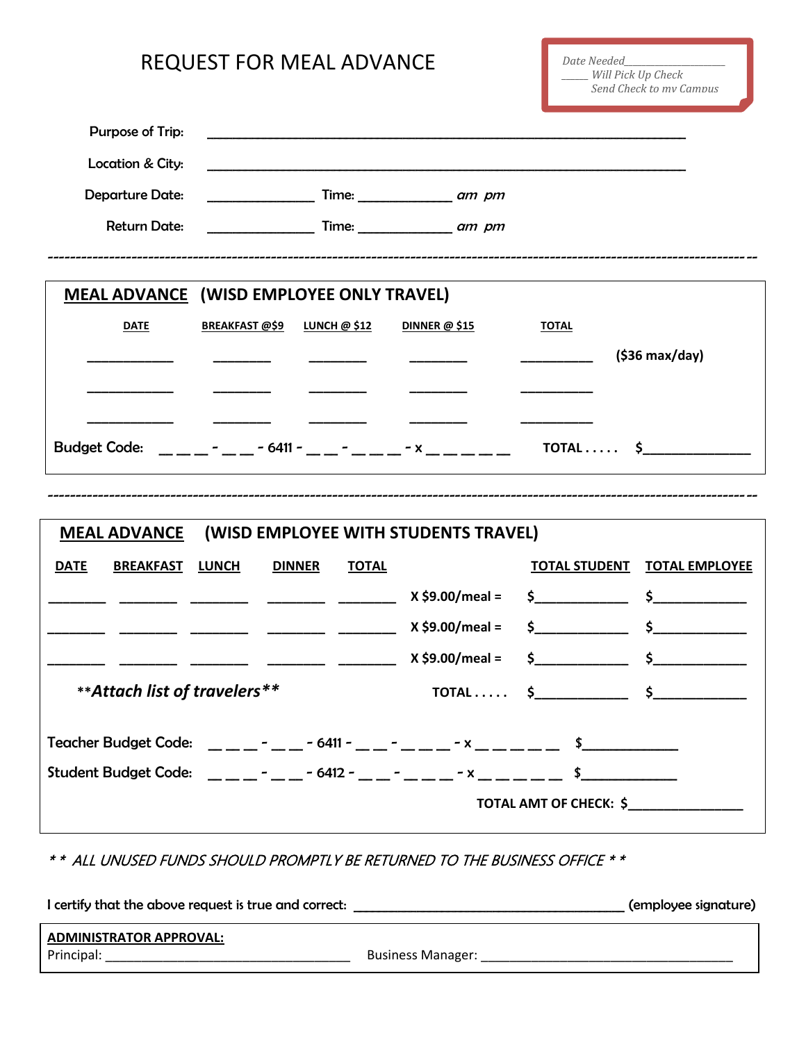# REQUEST FOR MEAL ADVANCE

*Date Needed\_\_\_\_\_\_\_\_\_\_\_\_\_\_\_\_\_*
*\_\_\_\_\_ Will Pick Up Check*
*Send Check to my Campus*

Purpose of Trip: \_\_\_\_\_\_\_\_\_\_\_\_\_\_\_\_\_\_\_\_\_\_\_\_\_\_\_\_\_\_\_\_\_\_\_\_\_\_\_\_\_\_\_\_\_\_\_\_\_\_\_\_\_\_\_\_\_\_\_\_\_\_\_\_

Location & City: \_\_\_\_\_\_\_\_\_\_\_\_\_\_\_\_\_\_\_\_\_\_\_\_\_\_\_\_\_\_\_\_\_\_\_\_\_\_\_\_\_\_\_\_\_\_\_\_\_\_\_\_\_\_\_\_\_\_\_\_\_\_\_\_

Departure Date: \_\_\_\_\_\_\_\_\_\_\_\_\_\_ Time: \_\_\_\_\_\_\_\_\_\_\_\_ *am pm*

Return Date: \_\_\_\_\_\_\_\_\_\_\_\_\_\_ Time: \_\_\_\_\_\_\_\_\_\_\_\_ *am pm*

---

## MEAL ADVANCE (WISD EMPLOYEE ONLY TRAVEL)

| DATE | BREAKFAST @$9 | LUNCH @ $12 | DINNER @ $15 | TOTAL | |
|---|---|---|---|---|---|
| \_\_\_\_\_\_\_\_\_\_ | \_\_\_\_\_\_\_ | \_\_\_\_\_\_\_ | \_\_\_\_\_\_\_ | \_\_\_\_\_\_\_\_\_ | **($36 max/day)** |
| \_\_\_\_\_\_\_\_\_\_ | \_\_\_\_\_\_\_ | \_\_\_\_\_\_\_ | \_\_\_\_\_\_\_ | \_\_\_\_\_\_\_\_\_ | |
| \_\_\_\_\_\_\_\_\_\_ | \_\_\_\_\_\_\_ | \_\_\_\_\_\_\_ | \_\_\_\_\_\_\_ | \_\_\_\_\_\_\_\_\_ | |

Budget Code: \_ \_ \_ - \_ \_ - 6411 - \_ \_ - \_ \_ \_ - x \_ \_ \_ \_ \_ &nbsp;&nbsp; TOTAL . . . . . $\_\_\_\_\_\_\_\_\_\_\_\_\_

---

## MEAL ADVANCE (WISD EMPLOYEE WITH STUDENTS TRAVEL)

| DATE | BREAKFAST | LUNCH | DINNER | TOTAL | | TOTAL STUDENT | TOTAL EMPLOYEE |
|---|---|---|---|---|---|---|---|
| \_\_\_\_\_\_\_ | \_\_\_\_\_\_\_ | \_\_\_\_\_\_\_ | \_\_\_\_\_\_\_ | \_\_\_\_\_\_\_ | X $9.00/meal = | $\_\_\_\_\_\_\_\_\_\_ | $\_\_\_\_\_\_\_\_\_\_ |
| \_\_\_\_\_\_\_ | \_\_\_\_\_\_\_ | \_\_\_\_\_\_\_ | \_\_\_\_\_\_\_ | \_\_\_\_\_\_\_ | X $9.00/meal = | $\_\_\_\_\_\_\_\_\_\_ | $\_\_\_\_\_\_\_\_\_\_ |
| \_\_\_\_\_\_\_ | \_\_\_\_\_\_\_ | \_\_\_\_\_\_\_ | \_\_\_\_\_\_\_ | \_\_\_\_\_\_\_ | X $9.00/meal = | $\_\_\_\_\_\_\_\_\_\_ | $\_\_\_\_\_\_\_\_\_\_ |
| ***\*\*Attach list of travelers\*\**** | | | | | TOTAL . . . . . | $\_\_\_\_\_\_\_\_\_\_ | $\_\_\_\_\_\_\_\_\_\_ |

Teacher Budget Code: \_ \_ \_ - \_ \_ - 6411 - \_ \_ - \_ \_ \_ - x \_ \_ \_ \_ \_ &nbsp;&nbsp; $\_\_\_\_\_\_\_\_\_\_\_

Student Budget Code: \_ \_ \_ - \_ \_ - 6412 - \_ \_ - \_ \_ \_ - x \_ \_ \_ \_ \_ &nbsp;&nbsp; $\_\_\_\_\_\_\_\_\_\_\_

TOTAL AMT OF CHECK: $\_\_\_\_\_\_\_\_\_\_\_\_\_\_

*\* \* ALL UNUSED FUNDS SHOULD PROMPTLY BE RETURNED TO THE BUSINESS OFFICE \* \**

I certify that the above request is true and correct: \_\_\_\_\_\_\_\_\_\_\_\_\_\_\_\_\_\_\_\_\_\_\_\_\_\_\_\_\_\_\_\_\_\_ (employee signature)

**ADMINISTRATOR APPROVAL:**

Principal: \_\_\_\_\_\_\_\_\_\_\_\_\_\_\_\_\_\_\_\_\_\_\_\_\_\_\_\_\_\_ Business Manager: \_\_\_\_\_\_\_\_\_\_\_\_\_\_\_\_\_\_\_\_\_\_\_\_\_\_\_\_\_\_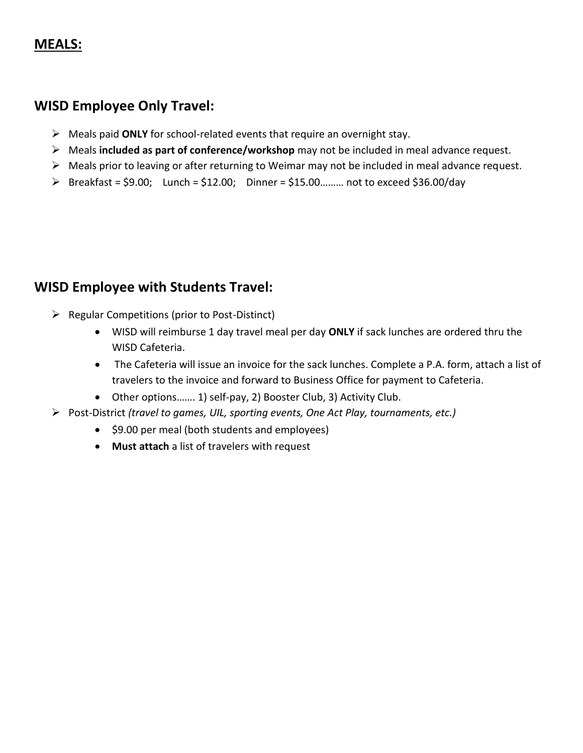## **MEALS:**

### WISD Employee Only Travel:

- Meals paid **ONLY** for school-related events that require an overnight stay.
- Meals **included as part of conference/workshop** may not be included in meal advance request.
- Meals prior to leaving or after returning to Weimar may not be included in meal advance request.
- Breakfast = $9.00; Lunch = $12.00; Dinner = $15.00……… not to exceed $36.00/day

### WISD Employee with Students Travel:

- Regular Competitions (prior to Post-Distinct)
  - WISD will reimburse 1 day travel meal per day **ONLY** if sack lunches are ordered thru the WISD Cafeteria.
  - The Cafeteria will issue an invoice for the sack lunches. Complete a P.A. form, attach a list of travelers to the invoice and forward to Business Office for payment to Cafeteria.
  - Other options……. 1) self-pay, 2) Booster Club, 3) Activity Club.
- Post-District *(travel to games, UIL, sporting events, One Act Play, tournaments, etc.)*
  - $9.00 per meal (both students and employees)
  - **Must attach** a list of travelers with request